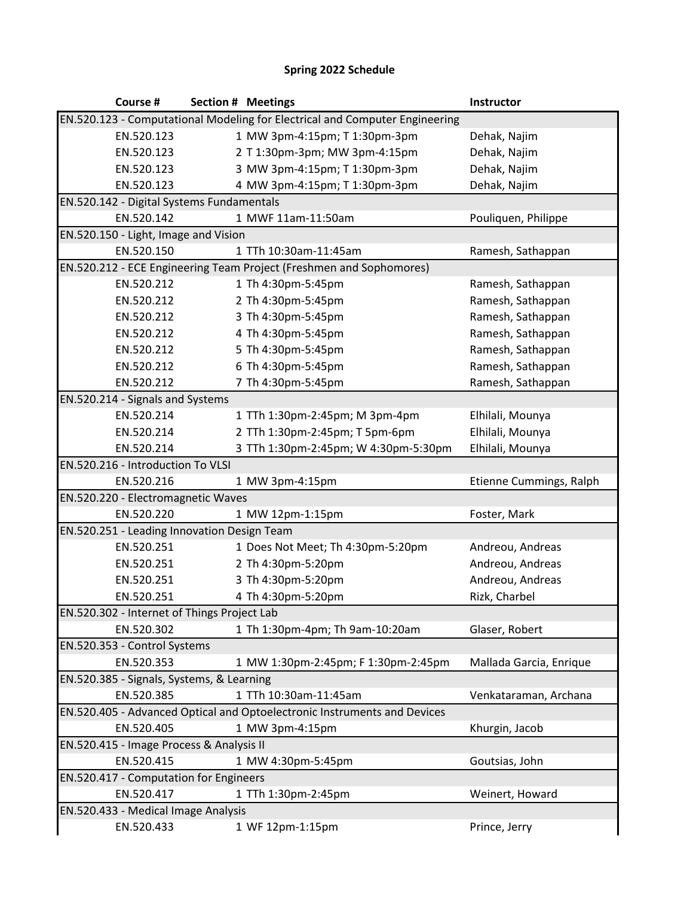# Spring 2022 Schedule

| Course # | Section # | Meetings | Instructor |
|---|---|---|---|
| EN.520.123 - Computational Modeling for Electrical and Computer Engineering | | | |
| EN.520.123 | 1 | MW 3pm-4:15pm; T 1:30pm-3pm | Dehak, Najim |
| EN.520.123 | 2 | T 1:30pm-3pm; MW 3pm-4:15pm | Dehak, Najim |
| EN.520.123 | 3 | MW 3pm-4:15pm; T 1:30pm-3pm | Dehak, Najim |
| EN.520.123 | 4 | MW 3pm-4:15pm; T 1:30pm-3pm | Dehak, Najim |
| EN.520.142 - Digital Systems Fundamentals | | | |
| EN.520.142 | 1 | MWF 11am-11:50am | Pouliquen, Philippe |
| EN.520.150 - Light, Image and Vision | | | |
| EN.520.150 | 1 | TTh 10:30am-11:45am | Ramesh, Sathappan |
| EN.520.212 - ECE Engineering Team Project (Freshmen and Sophomores) | | | |
| EN.520.212 | 1 | Th 4:30pm-5:45pm | Ramesh, Sathappan |
| EN.520.212 | 2 | Th 4:30pm-5:45pm | Ramesh, Sathappan |
| EN.520.212 | 3 | Th 4:30pm-5:45pm | Ramesh, Sathappan |
| EN.520.212 | 4 | Th 4:30pm-5:45pm | Ramesh, Sathappan |
| EN.520.212 | 5 | Th 4:30pm-5:45pm | Ramesh, Sathappan |
| EN.520.212 | 6 | Th 4:30pm-5:45pm | Ramesh, Sathappan |
| EN.520.212 | 7 | Th 4:30pm-5:45pm | Ramesh, Sathappan |
| EN.520.214 - Signals and Systems | | | |
| EN.520.214 | 1 | TTh 1:30pm-2:45pm; M 3pm-4pm | Elhilali, Mounya |
| EN.520.214 | 2 | TTh 1:30pm-2:45pm; T 5pm-6pm | Elhilali, Mounya |
| EN.520.214 | 3 | TTh 1:30pm-2:45pm; W 4:30pm-5:30pm | Elhilali, Mounya |
| EN.520.216 - Introduction To VLSI | | | |
| EN.520.216 | 1 | MW 3pm-4:15pm | Etienne Cummings, Ralph |
| EN.520.220 - Electromagnetic Waves | | | |
| EN.520.220 | 1 | MW 12pm-1:15pm | Foster, Mark |
| EN.520.251 - Leading Innovation Design Team | | | |
| EN.520.251 | 1 | Does Not Meet; Th 4:30pm-5:20pm | Andreou, Andreas |
| EN.520.251 | 2 | Th 4:30pm-5:20pm | Andreou, Andreas |
| EN.520.251 | 3 | Th 4:30pm-5:20pm | Andreou, Andreas |
| EN.520.251 | 4 | Th 4:30pm-5:20pm | Rizk, Charbel |
| EN.520.302 - Internet of Things Project Lab | | | |
| EN.520.302 | 1 | Th 1:30pm-4pm; Th 9am-10:20am | Glaser, Robert |
| EN.520.353 - Control Systems | | | |
| EN.520.353 | 1 | MW 1:30pm-2:45pm; F 1:30pm-2:45pm | Mallada Garcia, Enrique |
| EN.520.385 - Signals, Systems, & Learning | | | |
| EN.520.385 | 1 | TTh 10:30am-11:45am | Venkataraman, Archana |
| EN.520.405 - Advanced Optical and Optoelectronic Instruments and Devices | | | |
| EN.520.405 | 1 | MW 3pm-4:15pm | Khurgin, Jacob |
| EN.520.415 - Image Process & Analysis II | | | |
| EN.520.415 | 1 | MW 4:30pm-5:45pm | Goutsias, John |
| EN.520.417 - Computation for Engineers | | | |
| EN.520.417 | 1 | TTh 1:30pm-2:45pm | Weinert, Howard |
| EN.520.433 - Medical Image Analysis | | | |
| EN.520.433 | 1 | WF 12pm-1:15pm | Prince, Jerry |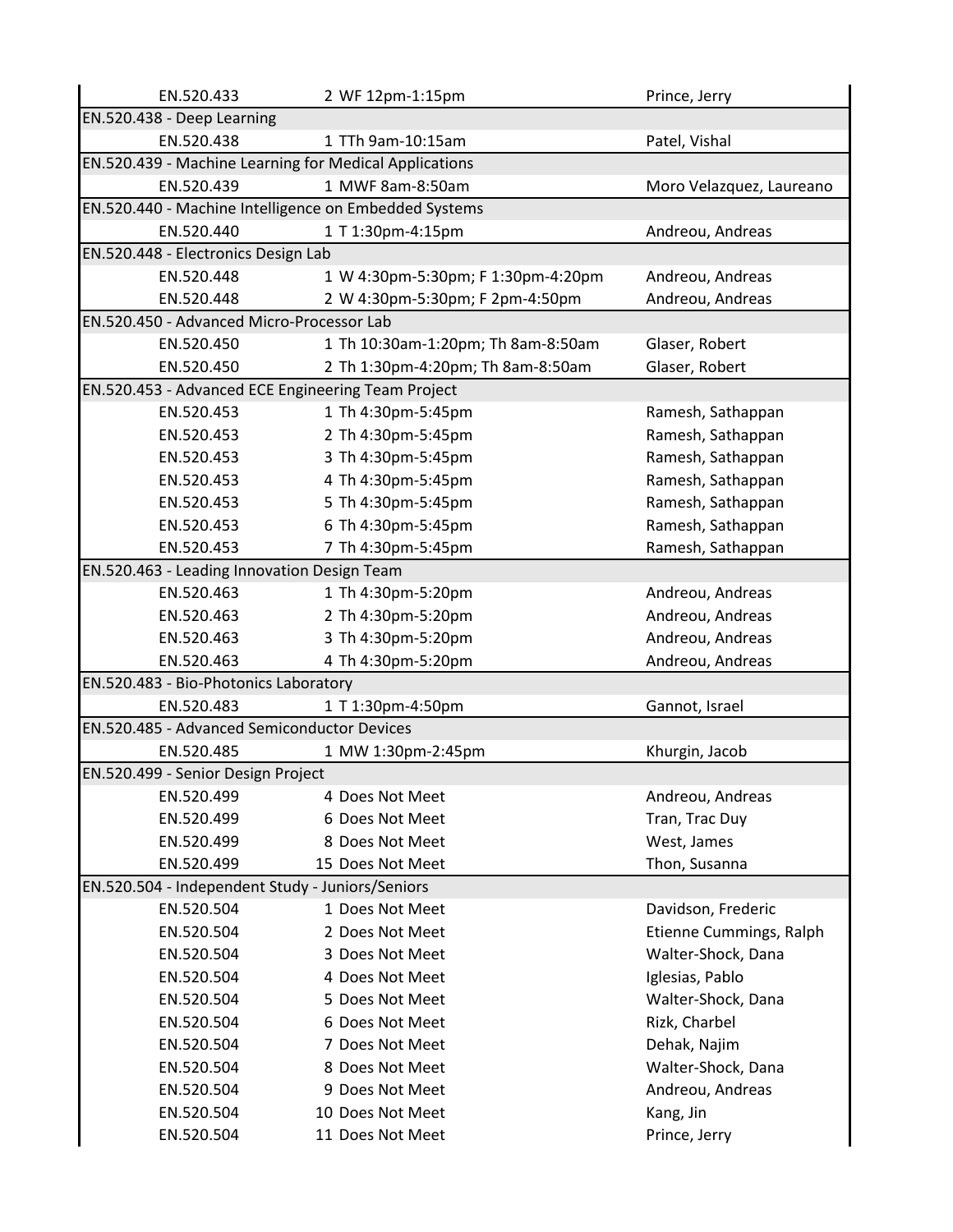| Course | Section / Schedule | Instructor |
|---|---|---|
| EN.520.433 | 2 WF 12pm-1:15pm | Prince, Jerry |
| **EN.520.438 - Deep Learning** | | |
| EN.520.438 | 1 TTh 9am-10:15am | Patel, Vishal |
| **EN.520.439 - Machine Learning for Medical Applications** | | |
| EN.520.439 | 1 MWF 8am-8:50am | Moro Velazquez, Laureano |
| **EN.520.440 - Machine Intelligence on Embedded Systems** | | |
| EN.520.440 | 1 T 1:30pm-4:15pm | Andreou, Andreas |
| **EN.520.448 - Electronics Design Lab** | | |
| EN.520.448 | 1 W 4:30pm-5:30pm; F 1:30pm-4:20pm | Andreou, Andreas |
| EN.520.448 | 2 W 4:30pm-5:30pm; F 2pm-4:50pm | Andreou, Andreas |
| **EN.520.450 - Advanced Micro-Processor Lab** | | |
| EN.520.450 | 1 Th 10:30am-1:20pm; Th 8am-8:50am | Glaser, Robert |
| EN.520.450 | 2 Th 1:30pm-4:20pm; Th 8am-8:50am | Glaser, Robert |
| **EN.520.453 - Advanced ECE Engineering Team Project** | | |
| EN.520.453 | 1 Th 4:30pm-5:45pm | Ramesh, Sathappan |
| EN.520.453 | 2 Th 4:30pm-5:45pm | Ramesh, Sathappan |
| EN.520.453 | 3 Th 4:30pm-5:45pm | Ramesh, Sathappan |
| EN.520.453 | 4 Th 4:30pm-5:45pm | Ramesh, Sathappan |
| EN.520.453 | 5 Th 4:30pm-5:45pm | Ramesh, Sathappan |
| EN.520.453 | 6 Th 4:30pm-5:45pm | Ramesh, Sathappan |
| EN.520.453 | 7 Th 4:30pm-5:45pm | Ramesh, Sathappan |
| **EN.520.463 - Leading Innovation Design Team** | | |
| EN.520.463 | 1 Th 4:30pm-5:20pm | Andreou, Andreas |
| EN.520.463 | 2 Th 4:30pm-5:20pm | Andreou, Andreas |
| EN.520.463 | 3 Th 4:30pm-5:20pm | Andreou, Andreas |
| EN.520.463 | 4 Th 4:30pm-5:20pm | Andreou, Andreas |
| **EN.520.483 - Bio-Photonics Laboratory** | | |
| EN.520.483 | 1 T 1:30pm-4:50pm | Gannot, Israel |
| **EN.520.485 - Advanced Semiconductor Devices** | | |
| EN.520.485 | 1 MW 1:30pm-2:45pm | Khurgin, Jacob |
| **EN.520.499 - Senior Design Project** | | |
| EN.520.499 | 4 Does Not Meet | Andreou, Andreas |
| EN.520.499 | 6 Does Not Meet | Tran, Trac Duy |
| EN.520.499 | 8 Does Not Meet | West, James |
| EN.520.499 | 15 Does Not Meet | Thon, Susanna |
| **EN.520.504 - Independent Study - Juniors/Seniors** | | |
| EN.520.504 | 1 Does Not Meet | Davidson, Frederic |
| EN.520.504 | 2 Does Not Meet | Etienne Cummings, Ralph |
| EN.520.504 | 3 Does Not Meet | Walter-Shock, Dana |
| EN.520.504 | 4 Does Not Meet | Iglesias, Pablo |
| EN.520.504 | 5 Does Not Meet | Walter-Shock, Dana |
| EN.520.504 | 6 Does Not Meet | Rizk, Charbel |
| EN.520.504 | 7 Does Not Meet | Dehak, Najim |
| EN.520.504 | 8 Does Not Meet | Walter-Shock, Dana |
| EN.520.504 | 9 Does Not Meet | Andreou, Andreas |
| EN.520.504 | 10 Does Not Meet | Kang, Jin |
| EN.520.504 | 11 Does Not Meet | Prince, Jerry |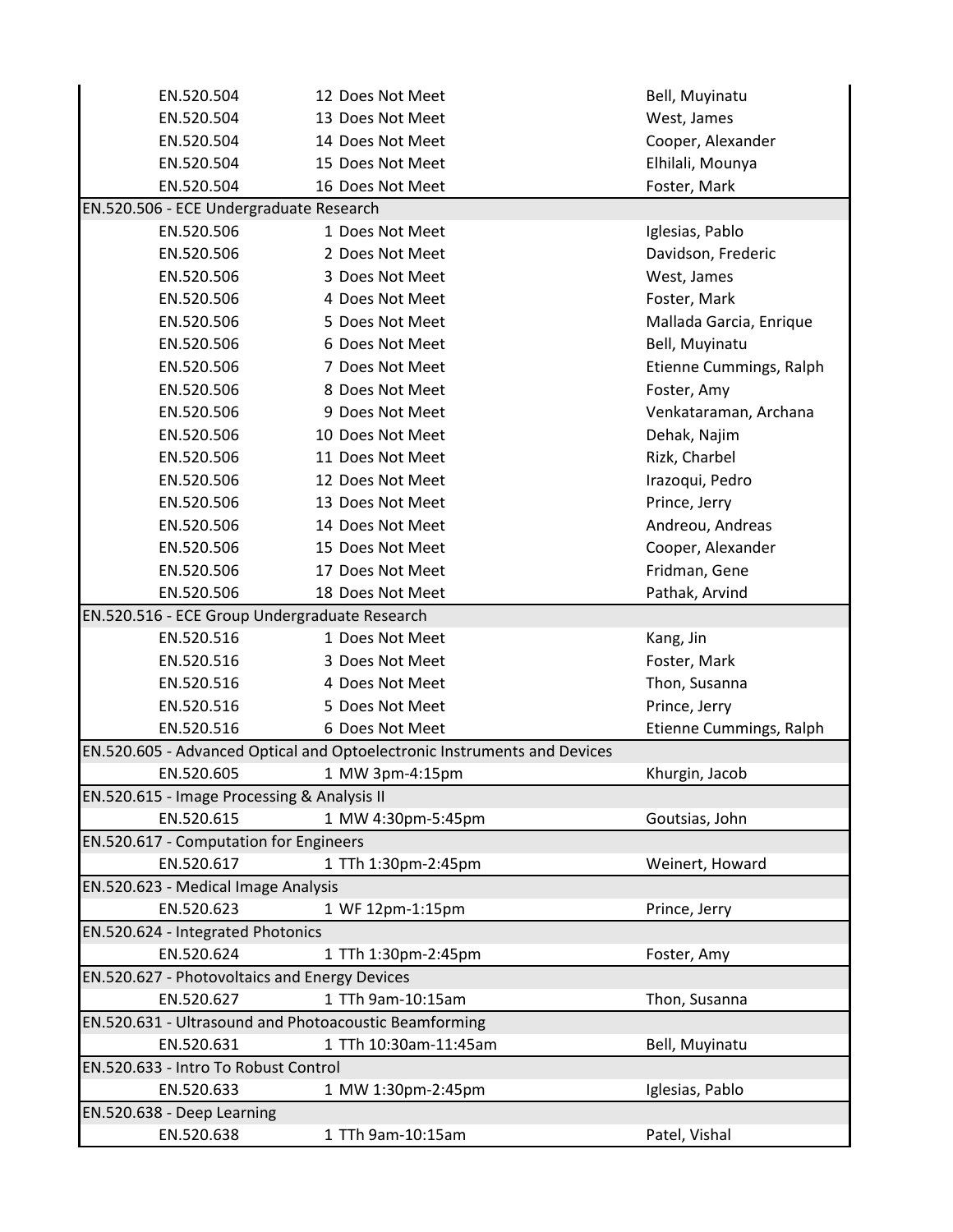| Course | Section | Meeting | Instructor |
|---|---|---|---|
| EN.520.504 | 12 | Does Not Meet | Bell, Muyinatu |
| EN.520.504 | 13 | Does Not Meet | West, James |
| EN.520.504 | 14 | Does Not Meet | Cooper, Alexander |
| EN.520.504 | 15 | Does Not Meet | Elhilali, Mounya |
| EN.520.504 | 16 | Does Not Meet | Foster, Mark |
| **EN.520.506 - ECE Undergraduate Research** | | | |
| EN.520.506 | 1 | Does Not Meet | Iglesias, Pablo |
| EN.520.506 | 2 | Does Not Meet | Davidson, Frederic |
| EN.520.506 | 3 | Does Not Meet | West, James |
| EN.520.506 | 4 | Does Not Meet | Foster, Mark |
| EN.520.506 | 5 | Does Not Meet | Mallada Garcia, Enrique |
| EN.520.506 | 6 | Does Not Meet | Bell, Muyinatu |
| EN.520.506 | 7 | Does Not Meet | Etienne Cummings, Ralph |
| EN.520.506 | 8 | Does Not Meet | Foster, Amy |
| EN.520.506 | 9 | Does Not Meet | Venkataraman, Archana |
| EN.520.506 | 10 | Does Not Meet | Dehak, Najim |
| EN.520.506 | 11 | Does Not Meet | Rizk, Charbel |
| EN.520.506 | 12 | Does Not Meet | Irazoqui, Pedro |
| EN.520.506 | 13 | Does Not Meet | Prince, Jerry |
| EN.520.506 | 14 | Does Not Meet | Andreou, Andreas |
| EN.520.506 | 15 | Does Not Meet | Cooper, Alexander |
| EN.520.506 | 17 | Does Not Meet | Fridman, Gene |
| EN.520.506 | 18 | Does Not Meet | Pathak, Arvind |
| **EN.520.516 - ECE Group Undergraduate Research** | | | |
| EN.520.516 | 1 | Does Not Meet | Kang, Jin |
| EN.520.516 | 3 | Does Not Meet | Foster, Mark |
| EN.520.516 | 4 | Does Not Meet | Thon, Susanna |
| EN.520.516 | 5 | Does Not Meet | Prince, Jerry |
| EN.520.516 | 6 | Does Not Meet | Etienne Cummings, Ralph |
| **EN.520.605 - Advanced Optical and Optoelectronic Instruments and Devices** | | | |
| EN.520.605 | 1 | MW 3pm-4:15pm | Khurgin, Jacob |
| **EN.520.615 - Image Processing & Analysis II** | | | |
| EN.520.615 | 1 | MW 4:30pm-5:45pm | Goutsias, John |
| **EN.520.617 - Computation for Engineers** | | | |
| EN.520.617 | 1 | TTh 1:30pm-2:45pm | Weinert, Howard |
| **EN.520.623 - Medical Image Analysis** | | | |
| EN.520.623 | 1 | WF 12pm-1:15pm | Prince, Jerry |
| **EN.520.624 - Integrated Photonics** | | | |
| EN.520.624 | 1 | TTh 1:30pm-2:45pm | Foster, Amy |
| **EN.520.627 - Photovoltaics and Energy Devices** | | | |
| EN.520.627 | 1 | TTh 9am-10:15am | Thon, Susanna |
| **EN.520.631 - Ultrasound and Photoacoustic Beamforming** | | | |
| EN.520.631 | 1 | TTh 10:30am-11:45am | Bell, Muyinatu |
| **EN.520.633 - Intro To Robust Control** | | | |
| EN.520.633 | 1 | MW 1:30pm-2:45pm | Iglesias, Pablo |
| **EN.520.638 - Deep Learning** | | | |
| EN.520.638 | 1 | TTh 9am-10:15am | Patel, Vishal |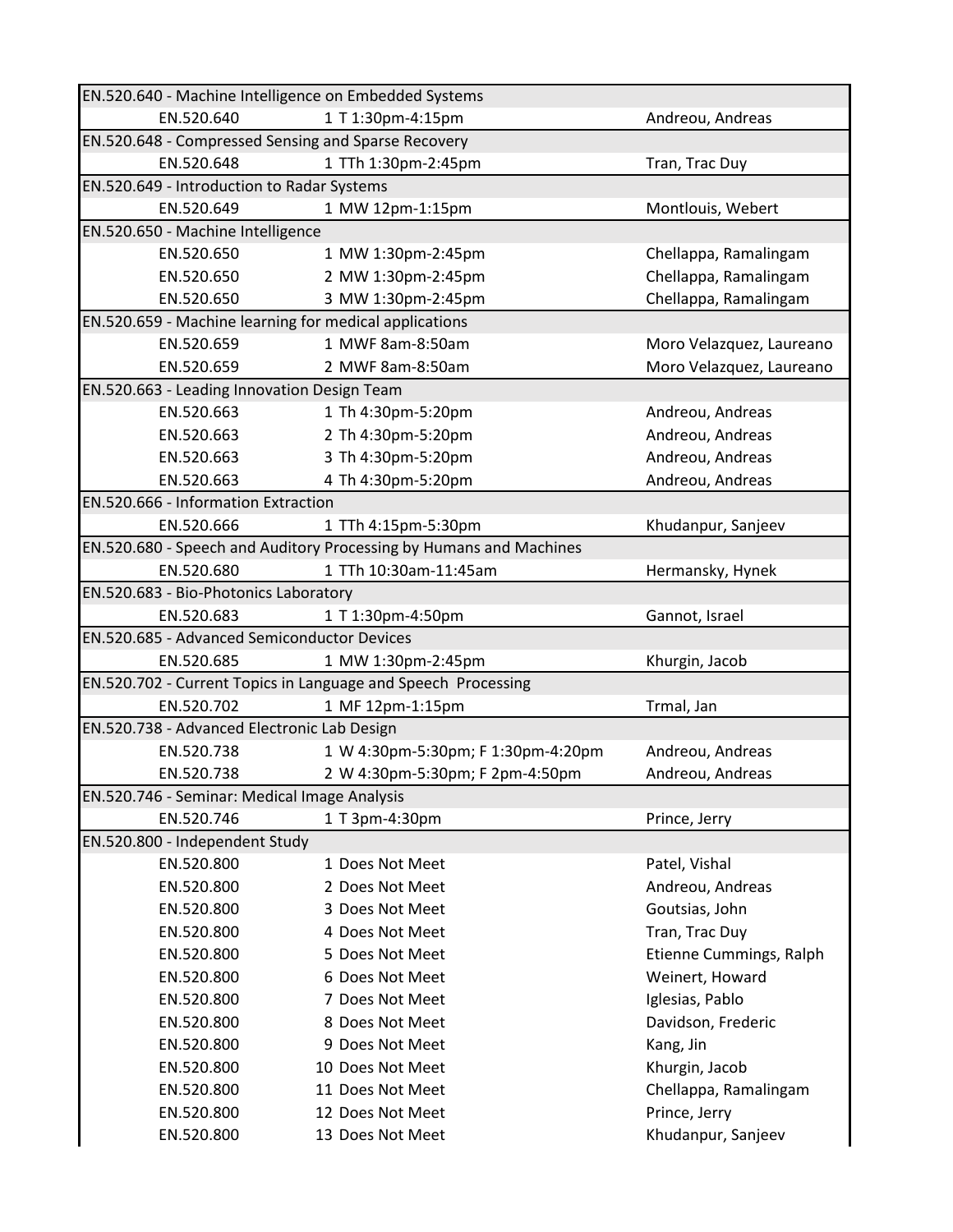| | | |
|---|---|---|
| **EN.520.640 - Machine Intelligence on Embedded Systems** | | |
| EN.520.640 | 1 T 1:30pm-4:15pm | Andreou, Andreas |
| **EN.520.648 - Compressed Sensing and Sparse Recovery** | | |
| EN.520.648 | 1 TTh 1:30pm-2:45pm | Tran, Trac Duy |
| **EN.520.649 - Introduction to Radar Systems** | | |
| EN.520.649 | 1 MW 12pm-1:15pm | Montlouis, Webert |
| **EN.520.650 - Machine Intelligence** | | |
| EN.520.650 | 1 MW 1:30pm-2:45pm | Chellappa, Ramalingam |
| EN.520.650 | 2 MW 1:30pm-2:45pm | Chellappa, Ramalingam |
| EN.520.650 | 3 MW 1:30pm-2:45pm | Chellappa, Ramalingam |
| **EN.520.659 - Machine learning for medical applications** | | |
| EN.520.659 | 1 MWF 8am-8:50am | Moro Velazquez, Laureano |
| EN.520.659 | 2 MWF 8am-8:50am | Moro Velazquez, Laureano |
| **EN.520.663 - Leading Innovation Design Team** | | |
| EN.520.663 | 1 Th 4:30pm-5:20pm | Andreou, Andreas |
| EN.520.663 | 2 Th 4:30pm-5:20pm | Andreou, Andreas |
| EN.520.663 | 3 Th 4:30pm-5:20pm | Andreou, Andreas |
| EN.520.663 | 4 Th 4:30pm-5:20pm | Andreou, Andreas |
| **EN.520.666 - Information Extraction** | | |
| EN.520.666 | 1 TTh 4:15pm-5:30pm | Khudanpur, Sanjeev |
| **EN.520.680 - Speech and Auditory Processing by Humans and Machines** | | |
| EN.520.680 | 1 TTh 10:30am-11:45am | Hermansky, Hynek |
| **EN.520.683 - Bio-Photonics Laboratory** | | |
| EN.520.683 | 1 T 1:30pm-4:50pm | Gannot, Israel |
| **EN.520.685 - Advanced Semiconductor Devices** | | |
| EN.520.685 | 1 MW 1:30pm-2:45pm | Khurgin, Jacob |
| **EN.520.702 - Current Topics in Language and Speech Processing** | | |
| EN.520.702 | 1 MF 12pm-1:15pm | Trmal, Jan |
| **EN.520.738 - Advanced Electronic Lab Design** | | |
| EN.520.738 | 1 W 4:30pm-5:30pm; F 1:30pm-4:20pm | Andreou, Andreas |
| EN.520.738 | 2 W 4:30pm-5:30pm; F 2pm-4:50pm | Andreou, Andreas |
| **EN.520.746 - Seminar: Medical Image Analysis** | | |
| EN.520.746 | 1 T 3pm-4:30pm | Prince, Jerry |
| **EN.520.800 - Independent Study** | | |
| EN.520.800 | 1 Does Not Meet | Patel, Vishal |
| EN.520.800 | 2 Does Not Meet | Andreou, Andreas |
| EN.520.800 | 3 Does Not Meet | Goutsias, John |
| EN.520.800 | 4 Does Not Meet | Tran, Trac Duy |
| EN.520.800 | 5 Does Not Meet | Etienne Cummings, Ralph |
| EN.520.800 | 6 Does Not Meet | Weinert, Howard |
| EN.520.800 | 7 Does Not Meet | Iglesias, Pablo |
| EN.520.800 | 8 Does Not Meet | Davidson, Frederic |
| EN.520.800 | 9 Does Not Meet | Kang, Jin |
| EN.520.800 | 10 Does Not Meet | Khurgin, Jacob |
| EN.520.800 | 11 Does Not Meet | Chellappa, Ramalingam |
| EN.520.800 | 12 Does Not Meet | Prince, Jerry |
| EN.520.800 | 13 Does Not Meet | Khudanpur, Sanjeev |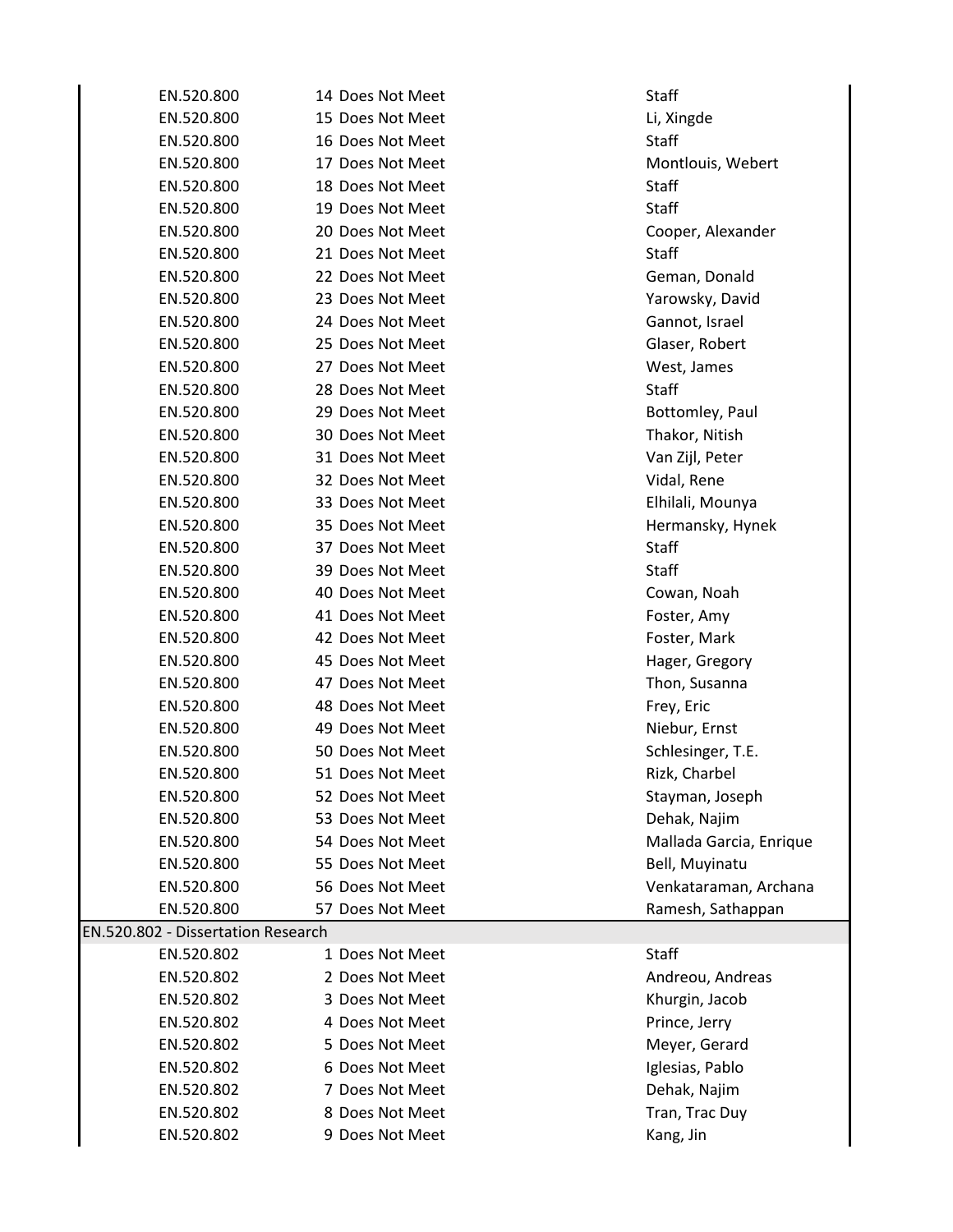| | | | |
|---|---|---|---|
| EN.520.800 | 14 | Does Not Meet | Staff |
| EN.520.800 | 15 | Does Not Meet | Li, Xingde |
| EN.520.800 | 16 | Does Not Meet | Staff |
| EN.520.800 | 17 | Does Not Meet | Montlouis, Webert |
| EN.520.800 | 18 | Does Not Meet | Staff |
| EN.520.800 | 19 | Does Not Meet | Staff |
| EN.520.800 | 20 | Does Not Meet | Cooper, Alexander |
| EN.520.800 | 21 | Does Not Meet | Staff |
| EN.520.800 | 22 | Does Not Meet | Geman, Donald |
| EN.520.800 | 23 | Does Not Meet | Yarowsky, David |
| EN.520.800 | 24 | Does Not Meet | Gannot, Israel |
| EN.520.800 | 25 | Does Not Meet | Glaser, Robert |
| EN.520.800 | 27 | Does Not Meet | West, James |
| EN.520.800 | 28 | Does Not Meet | Staff |
| EN.520.800 | 29 | Does Not Meet | Bottomley, Paul |
| EN.520.800 | 30 | Does Not Meet | Thakor, Nitish |
| EN.520.800 | 31 | Does Not Meet | Van Zijl, Peter |
| EN.520.800 | 32 | Does Not Meet | Vidal, Rene |
| EN.520.800 | 33 | Does Not Meet | Elhilali, Mounya |
| EN.520.800 | 35 | Does Not Meet | Hermansky, Hynek |
| EN.520.800 | 37 | Does Not Meet | Staff |
| EN.520.800 | 39 | Does Not Meet | Staff |
| EN.520.800 | 40 | Does Not Meet | Cowan, Noah |
| EN.520.800 | 41 | Does Not Meet | Foster, Amy |
| EN.520.800 | 42 | Does Not Meet | Foster, Mark |
| EN.520.800 | 45 | Does Not Meet | Hager, Gregory |
| EN.520.800 | 47 | Does Not Meet | Thon, Susanna |
| EN.520.800 | 48 | Does Not Meet | Frey, Eric |
| EN.520.800 | 49 | Does Not Meet | Niebur, Ernst |
| EN.520.800 | 50 | Does Not Meet | Schlesinger, T.E. |
| EN.520.800 | 51 | Does Not Meet | Rizk, Charbel |
| EN.520.800 | 52 | Does Not Meet | Stayman, Joseph |
| EN.520.800 | 53 | Does Not Meet | Dehak, Najim |
| EN.520.800 | 54 | Does Not Meet | Mallada Garcia, Enrique |
| EN.520.800 | 55 | Does Not Meet | Bell, Muyinatu |
| EN.520.800 | 56 | Does Not Meet | Venkataraman, Archana |
| EN.520.800 | 57 | Does Not Meet | Ramesh, Sathappan |
| **EN.520.802 - Dissertation Research** | | | |
| EN.520.802 | 1 | Does Not Meet | Staff |
| EN.520.802 | 2 | Does Not Meet | Andreou, Andreas |
| EN.520.802 | 3 | Does Not Meet | Khurgin, Jacob |
| EN.520.802 | 4 | Does Not Meet | Prince, Jerry |
| EN.520.802 | 5 | Does Not Meet | Meyer, Gerard |
| EN.520.802 | 6 | Does Not Meet | Iglesias, Pablo |
| EN.520.802 | 7 | Does Not Meet | Dehak, Najim |
| EN.520.802 | 8 | Does Not Meet | Tran, Trac Duy |
| EN.520.802 | 9 | Does Not Meet | Kang, Jin |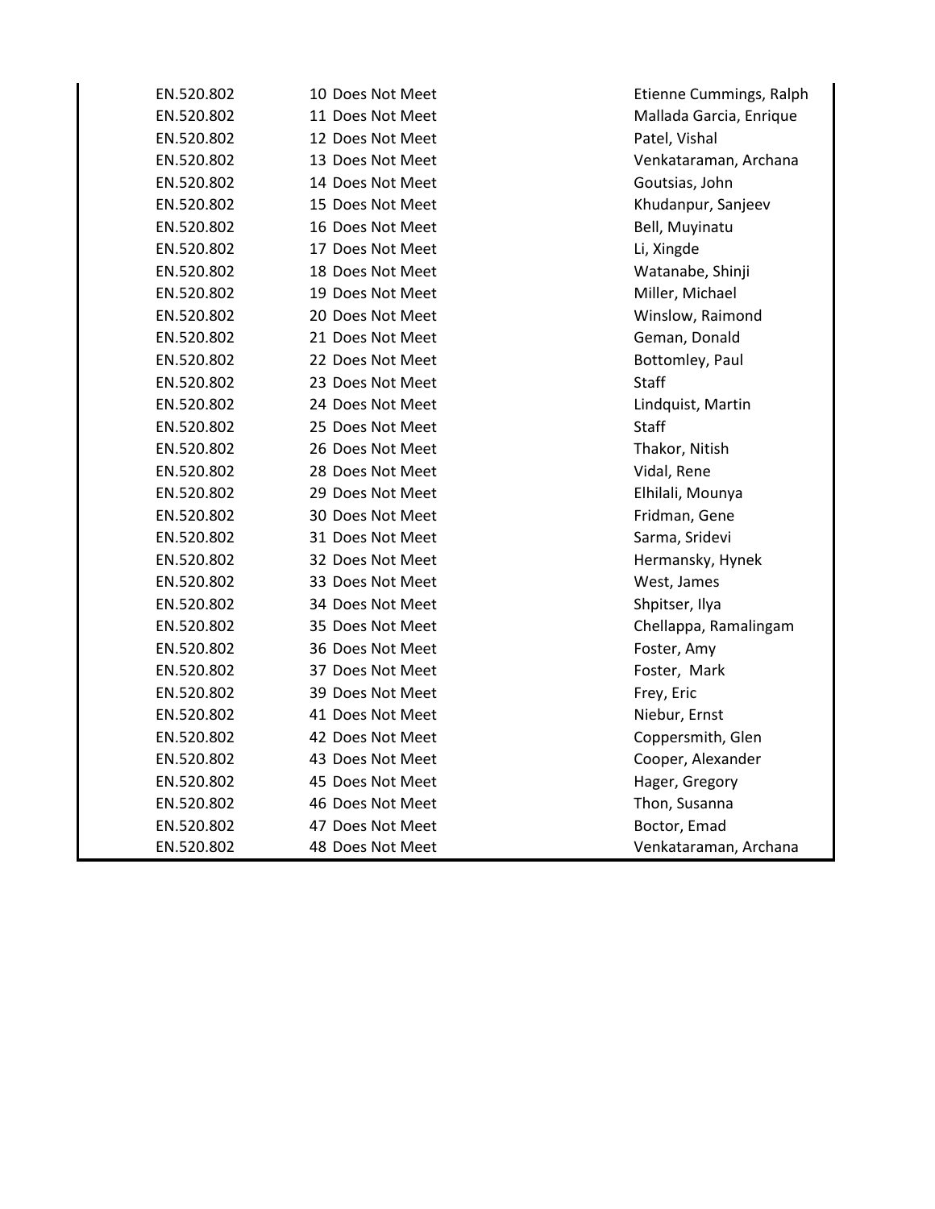| | | |
|---|---|---|
| EN.520.802 | 10 Does Not Meet | Etienne Cummings, Ralph |
| EN.520.802 | 11 Does Not Meet | Mallada Garcia, Enrique |
| EN.520.802 | 12 Does Not Meet | Patel, Vishal |
| EN.520.802 | 13 Does Not Meet | Venkataraman, Archana |
| EN.520.802 | 14 Does Not Meet | Goutsias, John |
| EN.520.802 | 15 Does Not Meet | Khudanpur, Sanjeev |
| EN.520.802 | 16 Does Not Meet | Bell, Muyinatu |
| EN.520.802 | 17 Does Not Meet | Li, Xingde |
| EN.520.802 | 18 Does Not Meet | Watanabe, Shinji |
| EN.520.802 | 19 Does Not Meet | Miller, Michael |
| EN.520.802 | 20 Does Not Meet | Winslow, Raimond |
| EN.520.802 | 21 Does Not Meet | Geman, Donald |
| EN.520.802 | 22 Does Not Meet | Bottomley, Paul |
| EN.520.802 | 23 Does Not Meet | Staff |
| EN.520.802 | 24 Does Not Meet | Lindquist, Martin |
| EN.520.802 | 25 Does Not Meet | Staff |
| EN.520.802 | 26 Does Not Meet | Thakor, Nitish |
| EN.520.802 | 28 Does Not Meet | Vidal, Rene |
| EN.520.802 | 29 Does Not Meet | Elhilali, Mounya |
| EN.520.802 | 30 Does Not Meet | Fridman, Gene |
| EN.520.802 | 31 Does Not Meet | Sarma, Sridevi |
| EN.520.802 | 32 Does Not Meet | Hermansky, Hynek |
| EN.520.802 | 33 Does Not Meet | West, James |
| EN.520.802 | 34 Does Not Meet | Shpitser, Ilya |
| EN.520.802 | 35 Does Not Meet | Chellappa, Ramalingam |
| EN.520.802 | 36 Does Not Meet | Foster, Amy |
| EN.520.802 | 37 Does Not Meet | Foster, Mark |
| EN.520.802 | 39 Does Not Meet | Frey, Eric |
| EN.520.802 | 41 Does Not Meet | Niebur, Ernst |
| EN.520.802 | 42 Does Not Meet | Coppersmith, Glen |
| EN.520.802 | 43 Does Not Meet | Cooper, Alexander |
| EN.520.802 | 45 Does Not Meet | Hager, Gregory |
| EN.520.802 | 46 Does Not Meet | Thon, Susanna |
| EN.520.802 | 47 Does Not Meet | Boctor, Emad |
| EN.520.802 | 48 Does Not Meet | Venkataraman, Archana |